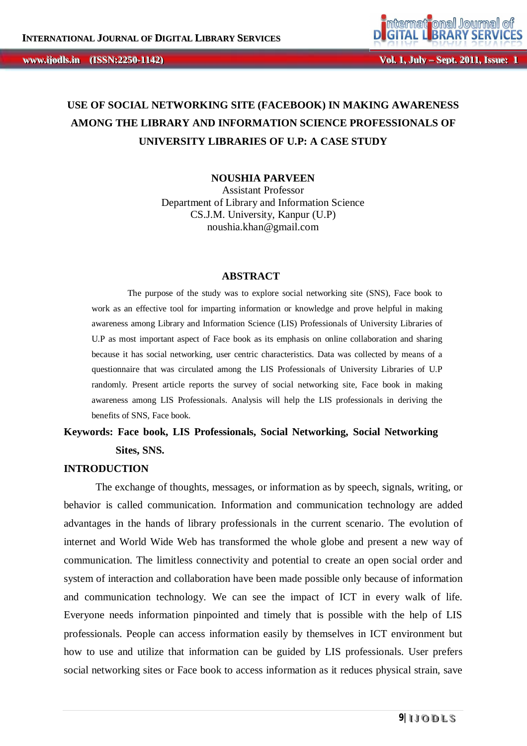# USE OF SOCIAL NETWORKING SITE (FACEBOOK) IN MAKING AWARENESS AMONG THE LIBRARY AND INFORMATION SCIENCE PROFESSIONALS OF UNIVERSITY LIBRARIES OF U.P: A CASE STUDY

**NOUSHIA PARVEEN**
Assistant Professor
Department of Library and Information Science
CS.J.M. University, Kanpur (U.P)
noushia.khan@gmail.com

## ABSTRACT

The purpose of the study was to explore social networking site (SNS), Face book to work as an effective tool for imparting information or knowledge and prove helpful in making awareness among Library and Information Science (LIS) Professionals of University Libraries of U.P as most important aspect of Face book as its emphasis on online collaboration and sharing because it has social networking, user centric characteristics. Data was collected by means of a questionnaire that was circulated among the LIS Professionals of University Libraries of U.P randomly. Present article reports the survey of social networking site, Face book in making awareness among LIS Professionals. Analysis will help the LIS professionals in deriving the benefits of SNS, Face book.

**Keywords: Face book, LIS Professionals, Social Networking, Social Networking Sites, SNS.**

## INTRODUCTION

The exchange of thoughts, messages, or information as by speech, signals, writing, or behavior is called communication. Information and communication technology are added advantages in the hands of library professionals in the current scenario. The evolution of internet and World Wide Web has transformed the whole globe and present a new way of communication. The limitless connectivity and potential to create an open social order and system of interaction and collaboration have been made possible only because of information and communication technology. We can see the impact of ICT in every walk of life. Everyone needs information pinpointed and timely that is possible with the help of LIS professionals. People can access information easily by themselves in ICT environment but how to use and utilize that information can be guided by LIS professionals. User prefers social networking sites or Face book to access information as it reduces physical strain, save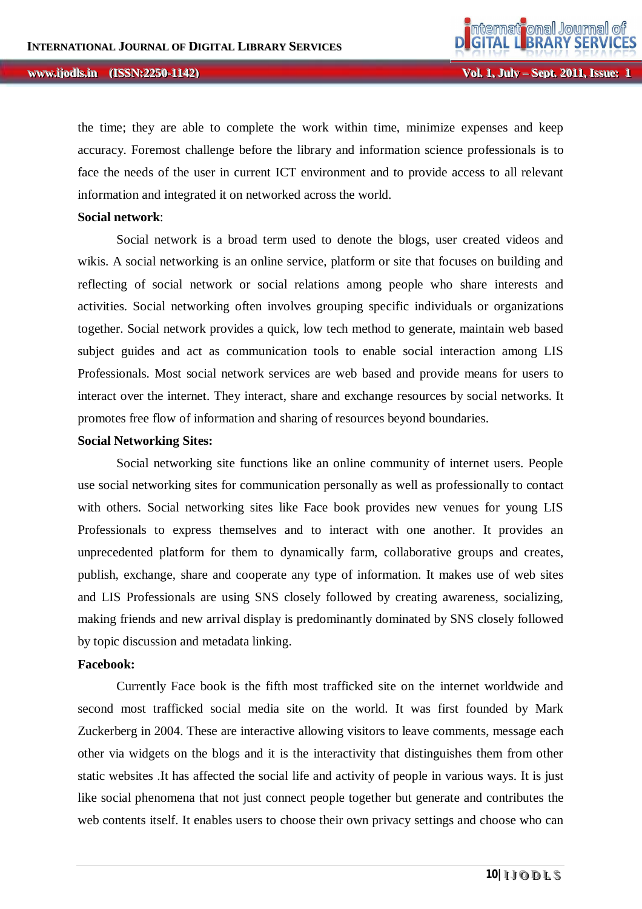the time; they are able to complete the work within time, minimize expenses and keep accuracy. Foremost challenge before the library and information science professionals is to face the needs of the user in current ICT environment and to provide access to all relevant information and integrated it on networked across the world.

**Social network**:

Social network is a broad term used to denote the blogs, user created videos and wikis. A social networking is an online service, platform or site that focuses on building and reflecting of social network or social relations among people who share interests and activities. Social networking often involves grouping specific individuals or organizations together. Social network provides a quick, low tech method to generate, maintain web based subject guides and act as communication tools to enable social interaction among LIS Professionals. Most social network services are web based and provide means for users to interact over the internet. They interact, share and exchange resources by social networks. It promotes free flow of information and sharing of resources beyond boundaries.

**Social Networking Sites:**

Social networking site functions like an online community of internet users. People use social networking sites for communication personally as well as professionally to contact with others. Social networking sites like Face book provides new venues for young LIS Professionals to express themselves and to interact with one another. It provides an unprecedented platform for them to dynamically farm, collaborative groups and creates, publish, exchange, share and cooperate any type of information. It makes use of web sites and LIS Professionals are using SNS closely followed by creating awareness, socializing, making friends and new arrival display is predominantly dominated by SNS closely followed by topic discussion and metadata linking.

**Facebook:**

Currently Face book is the fifth most trafficked site on the internet worldwide and second most trafficked social media site on the world. It was first founded by Mark Zuckerberg in 2004. These are interactive allowing visitors to leave comments, message each other via widgets on the blogs and it is the interactivity that distinguishes them from other static websites .It has affected the social life and activity of people in various ways. It is just like social phenomena that not just connect people together but generate and contributes the web contents itself. It enables users to choose their own privacy settings and choose who can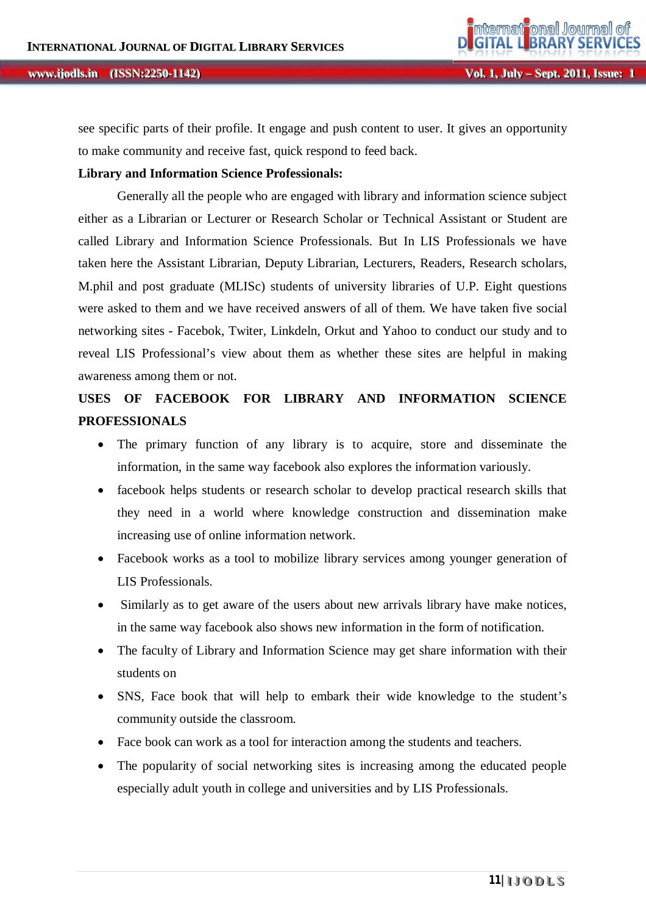see specific parts of their profile. It engage and push content to user. It gives an opportunity to make community and receive fast, quick respond to feed back.

**Library and Information Science Professionals:**

Generally all the people who are engaged with library and information science subject either as a Librarian or Lecturer or Research Scholar or Technical Assistant or Student are called Library and Information Science Professionals. But In LIS Professionals we have taken here the Assistant Librarian, Deputy Librarian, Lecturers, Readers, Research scholars, M.phil and post graduate (MLISc) students of university libraries of U.P. Eight questions were asked to them and we have received answers of all of them. We have taken five social networking sites - Facebok, Twiter, Linkdeln, Orkut and Yahoo to conduct our study and to reveal LIS Professional's view about them as whether these sites are helpful in making awareness among them or not.

**USES OF FACEBOOK FOR LIBRARY AND INFORMATION SCIENCE PROFESSIONALS**

- The primary function of any library is to acquire, store and disseminate the information, in the same way facebook also explores the information variously.
- facebook helps students or research scholar to develop practical research skills that they need in a world where knowledge construction and dissemination make increasing use of online information network.
- Facebook works as a tool to mobilize library services among younger generation of LIS Professionals.
- Similarly as to get aware of the users about new arrivals library have make notices, in the same way facebook also shows new information in the form of notification.
- The faculty of Library and Information Science may get share information with their students on
- SNS, Face book that will help to embark their wide knowledge to the student's community outside the classroom.
- Face book can work as a tool for interaction among the students and teachers.
- The popularity of social networking sites is increasing among the educated people especially adult youth in college and universities and by LIS Professionals.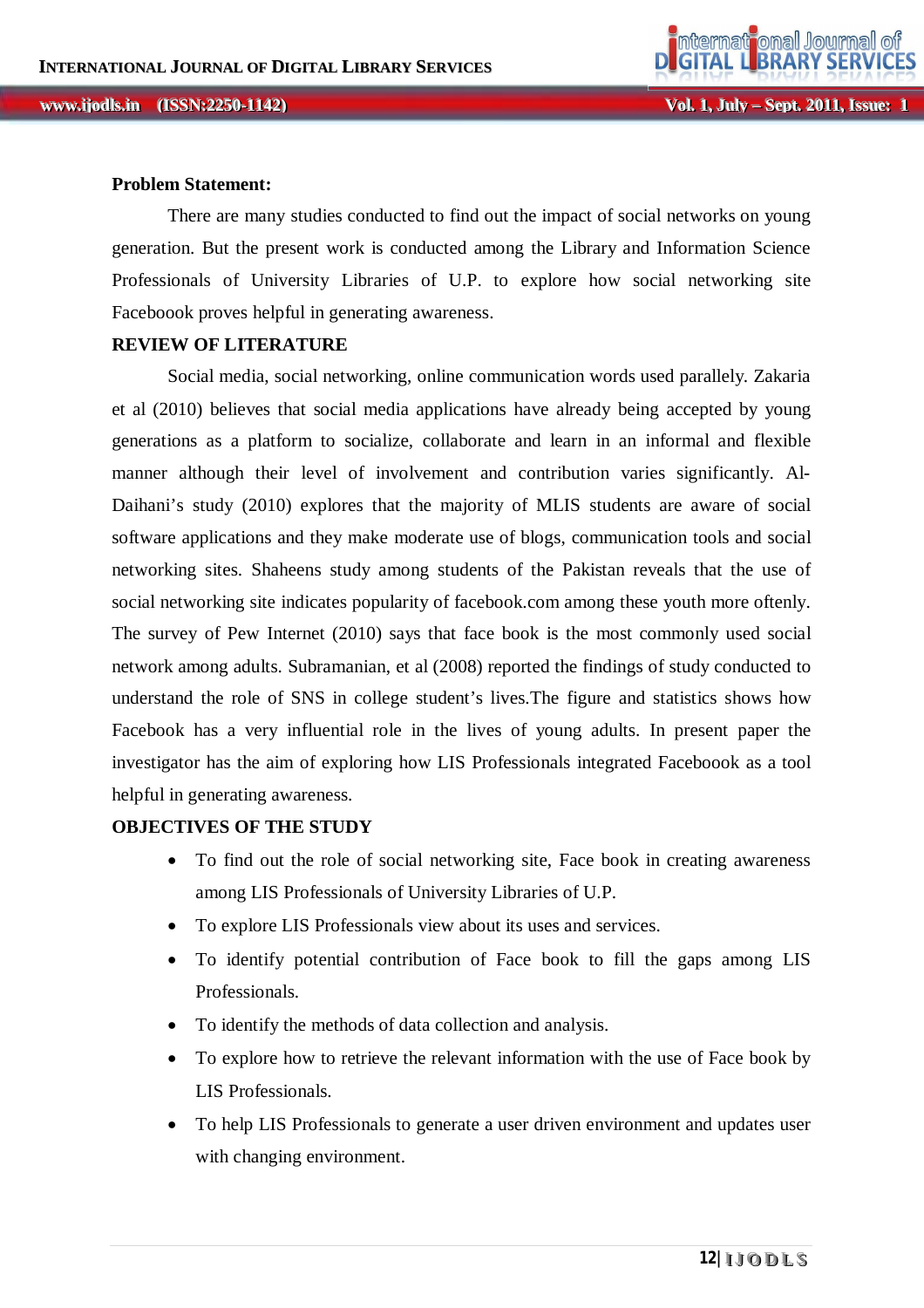**Problem Statement:**

There are many studies conducted to find out the impact of social networks on young generation. But the present work is conducted among the Library and Information Science Professionals of University Libraries of U.P. to explore how social networking site Faceboook proves helpful in generating awareness.

**REVIEW OF LITERATURE**

Social media, social networking, online communication words used parallely. Zakaria et al (2010) believes that social media applications have already being accepted by young generations as a platform to socialize, collaborate and learn in an informal and flexible manner although their level of involvement and contribution varies significantly. Al-Daihani's study (2010) explores that the majority of MLIS students are aware of social software applications and they make moderate use of blogs, communication tools and social networking sites. Shaheens study among students of the Pakistan reveals that the use of social networking site indicates popularity of facebook.com among these youth more oftenly. The survey of Pew Internet (2010) says that face book is the most commonly used social network among adults. Subramanian, et al (2008) reported the findings of study conducted to understand the role of SNS in college student's lives.The figure and statistics shows how Facebook has a very influential role in the lives of young adults. In present paper the investigator has the aim of exploring how LIS Professionals integrated Faceboook as a tool helpful in generating awareness.

**OBJECTIVES OF THE STUDY**

- To find out the role of social networking site, Face book in creating awareness among LIS Professionals of University Libraries of U.P.
- To explore LIS Professionals view about its uses and services.
- To identify potential contribution of Face book to fill the gaps among LIS Professionals.
- To identify the methods of data collection and analysis.
- To explore how to retrieve the relevant information with the use of Face book by LIS Professionals.
- To help LIS Professionals to generate a user driven environment and updates user with changing environment.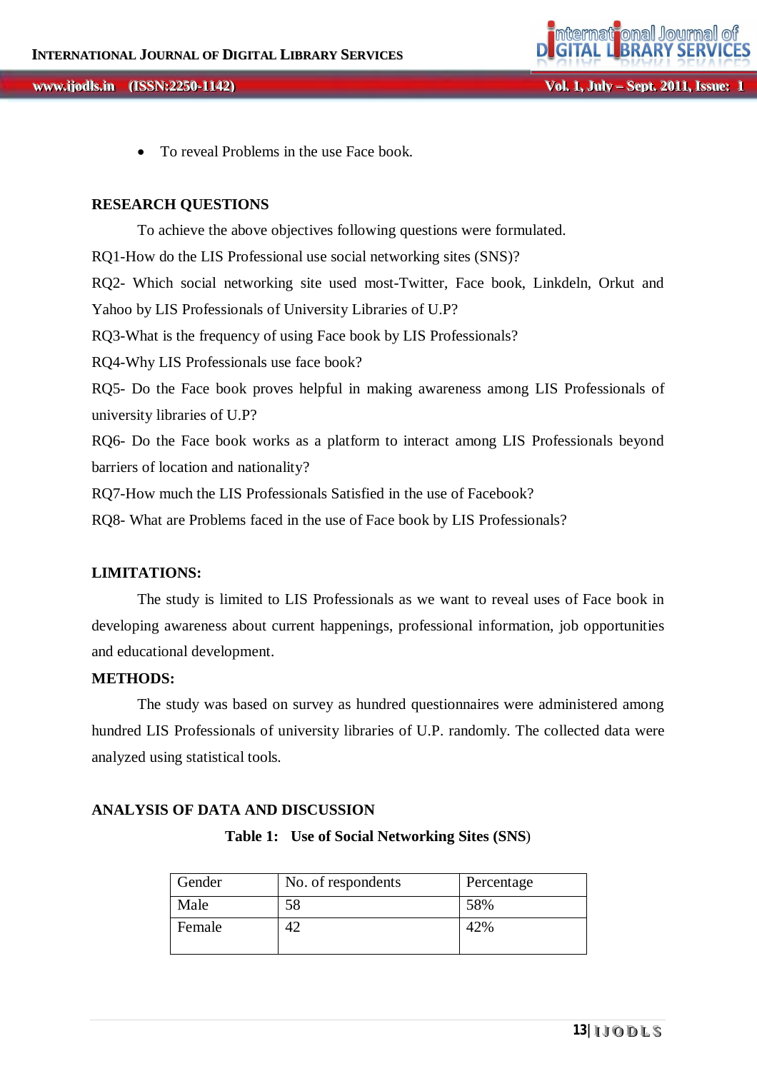- To reveal Problems in the use Face book.

## RESEARCH QUESTIONS

To achieve the above objectives following questions were formulated.

RQ1-How do the LIS Professional use social networking sites (SNS)?

RQ2- Which social networking site used most-Twitter, Face book, Linkdeln, Orkut and Yahoo by LIS Professionals of University Libraries of U.P?

RQ3-What is the frequency of using Face book by LIS Professionals?

RQ4-Why LIS Professionals use face book?

RQ5- Do the Face book proves helpful in making awareness among LIS Professionals of university libraries of U.P?

RQ6- Do the Face book works as a platform to interact among LIS Professionals beyond barriers of location and nationality?

RQ7-How much the LIS Professionals Satisfied in the use of Facebook?

RQ8- What are Problems faced in the use of Face book by LIS Professionals?

## LIMITATIONS:

The study is limited to LIS Professionals as we want to reveal uses of Face book in developing awareness about current happenings, professional information, job opportunities and educational development.

## METHODS:

The study was based on survey as hundred questionnaires were administered among hundred LIS Professionals of university libraries of U.P. randomly. The collected data were analyzed using statistical tools.

## ANALYSIS OF DATA AND DISCUSSION

**Table 1: Use of Social Networking Sites (SNS)**

| Gender | No. of respondents | Percentage |
|---|---|---|
| Male | 58 | 58% |
| Female | 42 | 42% |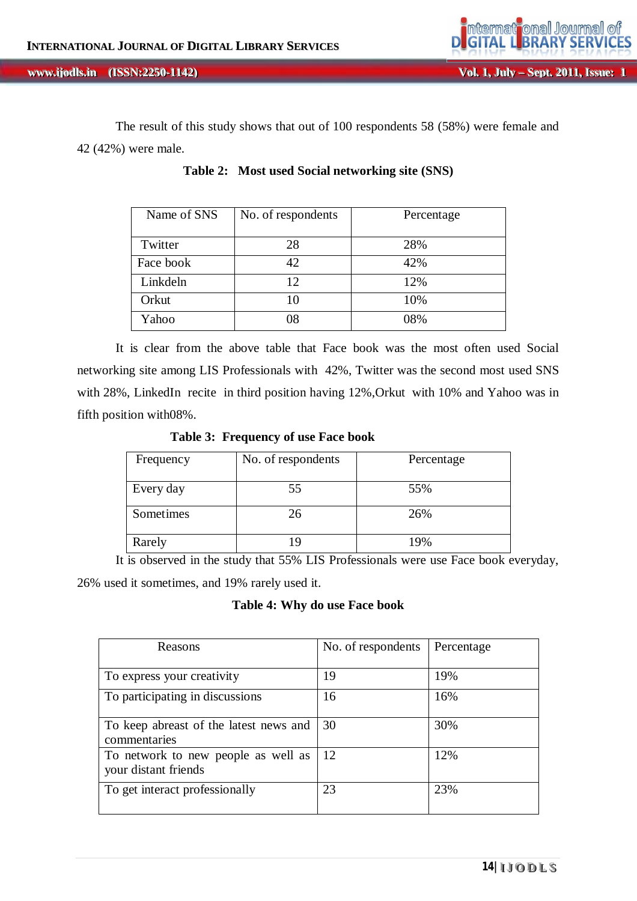The result of this study shows that out of 100 respondents 58 (58%) were female and 42 (42%) were male.

**Table 2: Most used Social networking site (SNS)**

| Name of SNS | No. of respondents | Percentage |
|---|---|---|
| Twitter | 28 | 28% |
| Face book | 42 | 42% |
| Linkdeln | 12 | 12% |
| Orkut | 10 | 10% |
| Yahoo | 08 | 08% |

It is clear from the above table that Face book was the most often used Social networking site among LIS Professionals with 42%, Twitter was the second most used SNS with 28%, LinkedIn recite in third position having 12%,Orkut with 10% and Yahoo was in fifth position with08%.

**Table 3: Frequency of use Face book**

| Frequency | No. of respondents | Percentage |
|---|---|---|
| Every day | 55 | 55% |
| Sometimes | 26 | 26% |
| Rarely | 19 | 19% |

It is observed in the study that 55% LIS Professionals were use Face book everyday, 26% used it sometimes, and 19% rarely used it.

**Table 4: Why do use Face book**

| Reasons | No. of respondents | Percentage |
|---|---|---|
| To express your creativity | 19 | 19% |
| To participating in discussions | 16 | 16% |
| To keep abreast of the latest news and commentaries | 30 | 30% |
| To network to new people as well as your distant friends | 12 | 12% |
| To get interact professionally | 23 | 23% |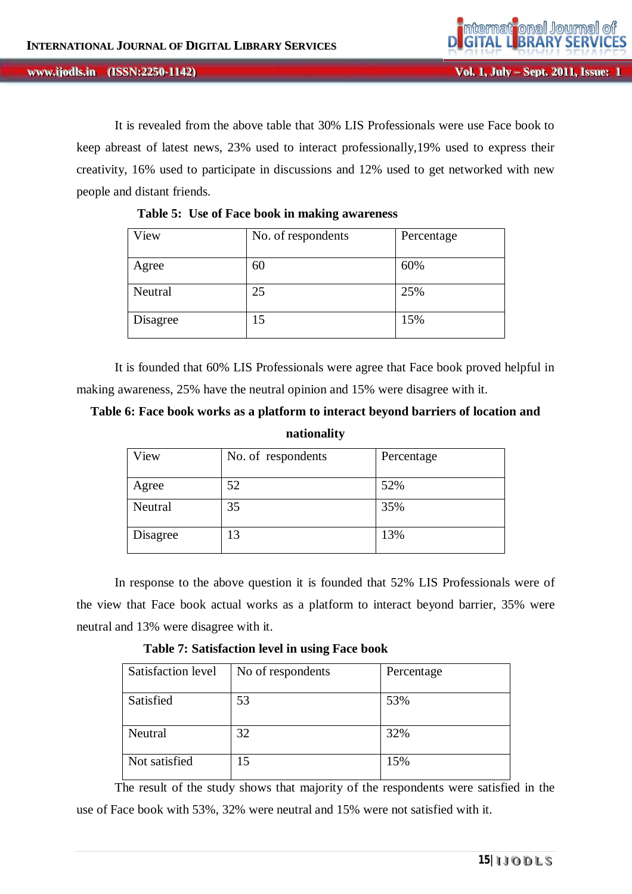It is revealed from the above table that 30% LIS Professionals were use Face book to keep abreast of latest news, 23% used to interact professionally,19% used to express their creativity, 16% used to participate in discussions and 12% used to get networked with new people and distant friends.

**Table 5: Use of Face book in making awareness**

| View | No. of respondents | Percentage |
|---|---|---|
| Agree | 60 | 60% |
| Neutral | 25 | 25% |
| Disagree | 15 | 15% |

It is founded that 60% LIS Professionals were agree that Face book proved helpful in making awareness, 25% have the neutral opinion and 15% were disagree with it.

**Table 6: Face book works as a platform to interact beyond barriers of location and nationality**

| View | No. of respondents | Percentage |
|---|---|---|
| Agree | 52 | 52% |
| Neutral | 35 | 35% |
| Disagree | 13 | 13% |

In response to the above question it is founded that 52% LIS Professionals were of the view that Face book actual works as a platform to interact beyond barrier, 35% were neutral and 13% were disagree with it.

**Table 7: Satisfaction level in using Face book**

| Satisfaction level | No of respondents | Percentage |
|---|---|---|
| Satisfied | 53 | 53% |
| Neutral | 32 | 32% |
| Not satisfied | 15 | 15% |

The result of the study shows that majority of the respondents were satisfied in the use of Face book with 53%, 32% were neutral and 15% were not satisfied with it.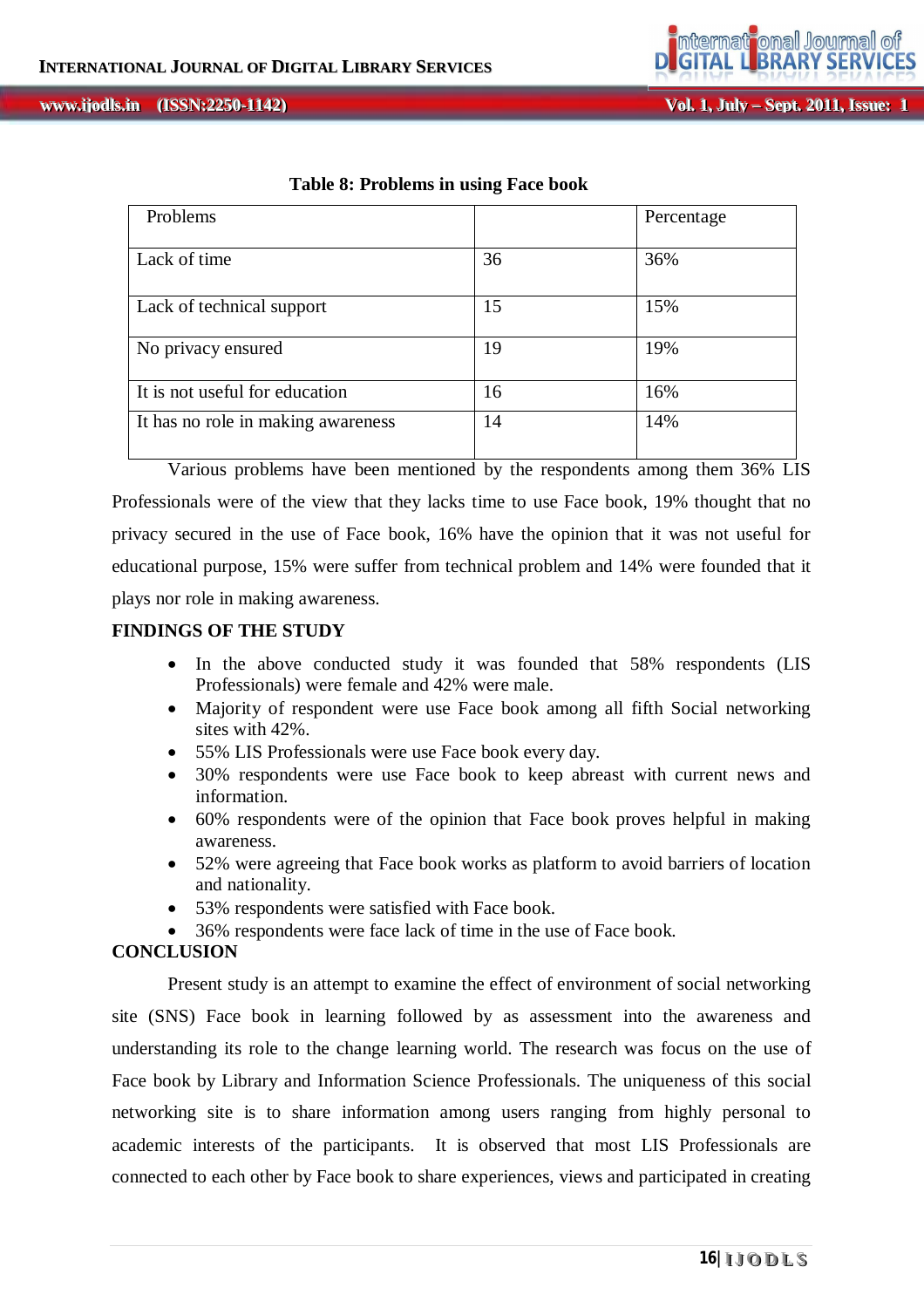**Table 8: Problems in using Face book**

| Problems | | Percentage |
|---|---|---|
| Lack of time | 36 | 36% |
| Lack of technical support | 15 | 15% |
| No privacy ensured | 19 | 19% |
| It is not useful for education | 16 | 16% |
| It has no role in making awareness | 14 | 14% |

Various problems have been mentioned by the respondents among them 36% LIS Professionals were of the view that they lacks time to use Face book, 19% thought that no privacy secured in the use of Face book, 16% have the opinion that it was not useful for educational purpose, 15% were suffer from technical problem and 14% were founded that it plays nor role in making awareness.

## FINDINGS OF THE STUDY

- In the above conducted study it was founded that 58% respondents (LIS Professionals) were female and 42% were male.
- Majority of respondent were use Face book among all fifth Social networking sites with 42%.
- 55% LIS Professionals were use Face book every day.
- 30% respondents were use Face book to keep abreast with current news and information.
- 60% respondents were of the opinion that Face book proves helpful in making awareness.
- 52% were agreeing that Face book works as platform to avoid barriers of location and nationality.
- 53% respondents were satisfied with Face book.
- 36% respondents were face lack of time in the use of Face book.

## CONCLUSION

Present study is an attempt to examine the effect of environment of social networking site (SNS) Face book in learning followed by as assessment into the awareness and understanding its role to the change learning world. The research was focus on the use of Face book by Library and Information Science Professionals. The uniqueness of this social networking site is to share information among users ranging from highly personal to academic interests of the participants. It is observed that most LIS Professionals are connected to each other by Face book to share experiences, views and participated in creating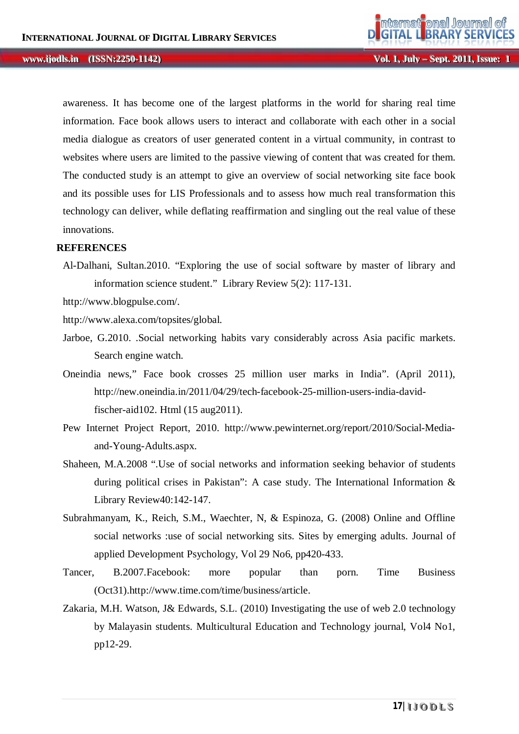awareness. It has become one of the largest platforms in the world for sharing real time information. Face book allows users to interact and collaborate with each other in a social media dialogue as creators of user generated content in a virtual community, in contrast to websites where users are limited to the passive viewing of content that was created for them. The conducted study is an attempt to give an overview of social networking site face book and its possible uses for LIS Professionals and to assess how much real transformation this technology can deliver, while deflating reaffirmation and singling out the real value of these innovations.

## REFERENCES

Al-Dalhani, Sultan.2010. "Exploring the use of social software by master of library and information science student." Library Review 5(2): 117-131.

http://www.blogpulse.com/.

http://www.alexa.com/topsites/global.

Jarboe, G.2010. .Social networking habits vary considerably across Asia pacific markets. Search engine watch.

Oneindia news," Face book crosses 25 million user marks in India". (April 2011), http://new.oneindia.in/2011/04/29/tech-facebook-25-million-users-india-david-fischer-aid102. Html (15 aug2011).

Pew Internet Project Report, 2010. http://www.pewinternet.org/report/2010/Social-Media-and-Young-Adults.aspx.

Shaheen, M.A.2008 ".Use of social networks and information seeking behavior of students during political crises in Pakistan": A case study. The International Information & Library Review40:142-147.

Subrahmanyam, K., Reich, S.M., Waechter, N, & Espinoza, G. (2008) Online and Offline social networks :use of social networking sits. Sites by emerging adults. Journal of applied Development Psychology, Vol 29 No6, pp420-433.

Tancer, B.2007.Facebook: more popular than porn. Time Business (Oct31).http://www.time.com/time/business/article.

Zakaria, M.H. Watson, J& Edwards, S.L. (2010) Investigating the use of web 2.0 technology by Malayasin students. Multicultural Education and Technology journal, Vol4 No1, pp12-29.